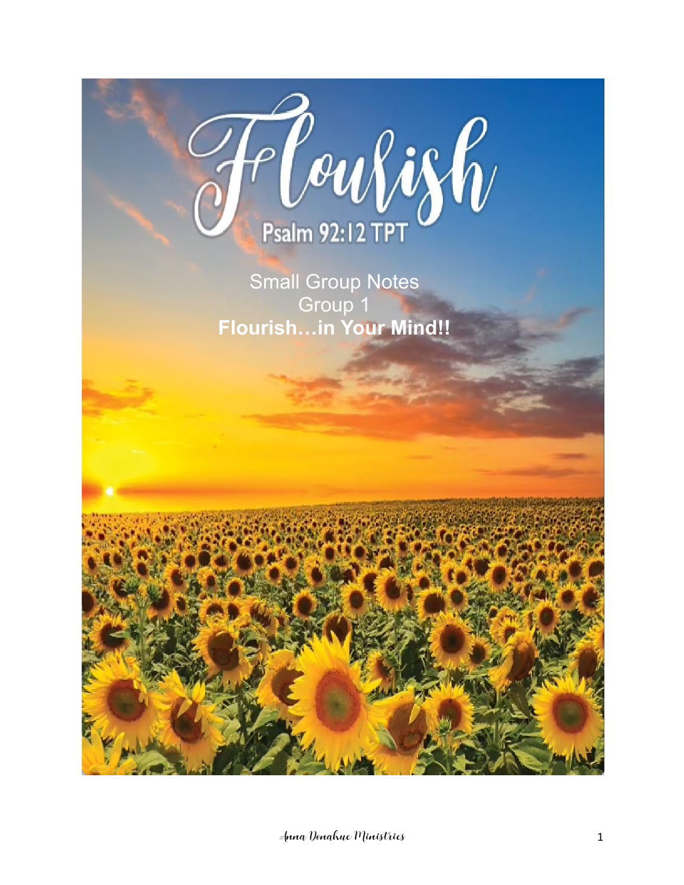# Flourish

Psalm 92:12 TPT

Small Group Notes

Group 1

**Flourish…in Your Mind!!**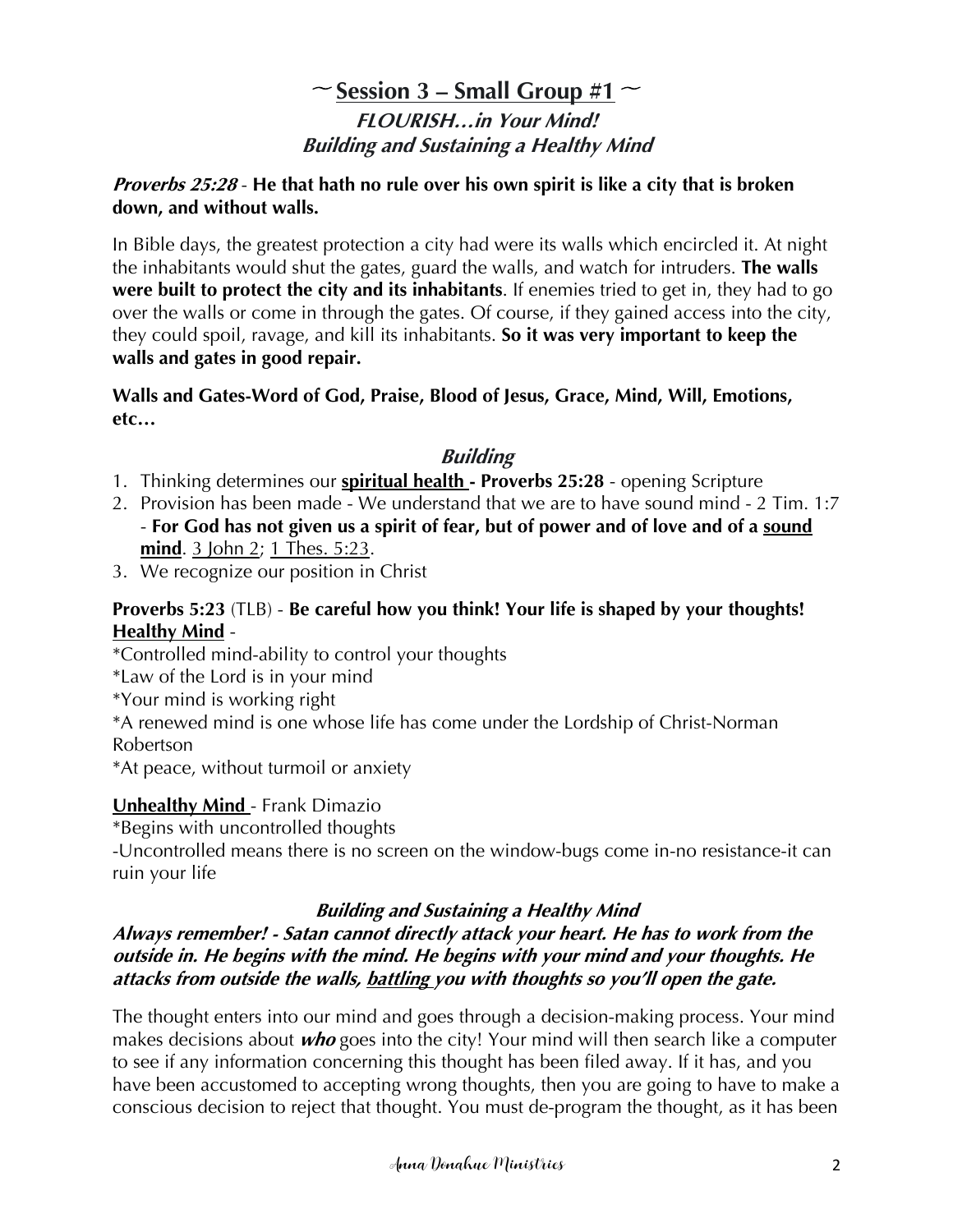## ~ Session 3 – Small Group #1 ~

### *FLOURISH…in Your Mind!*
### *Building and Sustaining a Healthy Mind*

***Proverbs 25:28*** - **He that hath no rule over his own spirit is like a city that is broken down, and without walls.**

In Bible days, the greatest protection a city had were its walls which encircled it. At night the inhabitants would shut the gates, guard the walls, and watch for intruders. **The walls were built to protect the city and its inhabitants**. If enemies tried to get in, they had to go over the walls or come in through the gates. Of course, if they gained access into the city, they could spoil, ravage, and kill its inhabitants. **So it was very important to keep the walls and gates in good repair.**

**Walls and Gates-Word of God, Praise, Blood of Jesus, Grace, Mind, Will, Emotions, etc…**

### *Building*

1. Thinking determines our **spiritual health - Proverbs 25:28** - opening Scripture
2. Provision has been made - We understand that we are to have sound mind - 2 Tim. 1:7 - **For God has not given us a spirit of fear, but of power and of love and of a sound mind**. 3 John 2; 1 Thes. 5:23.
3. We recognize our position in Christ

**Proverbs 5:23** (TLB) - **Be careful how you think! Your life is shaped by your thoughts!**
**Healthy Mind** -
*Controlled mind-ability to control your thoughts
*Law of the Lord is in your mind
*Your mind is working right
*A renewed mind is one whose life has come under the Lordship of Christ-Norman Robertson
*At peace, without turmoil or anxiety

**Unhealthy Mind** - Frank Dimazio
*Begins with uncontrolled thoughts
-Uncontrolled means there is no screen on the window-bugs come in-no resistance-it can ruin your life

### *Building and Sustaining a Healthy Mind*

***Always remember! - Satan cannot directly attack your heart. He has to work from the outside in. He begins with the mind. He begins with your mind and your thoughts. He attacks from outside the walls, battling you with thoughts so you'll open the gate.***

The thought enters into our mind and goes through a decision-making process. Your mind makes decisions about ***who*** goes into the city! Your mind will then search like a computer to see if any information concerning this thought has been filed away. If it has, and you have been accustomed to accepting wrong thoughts, then you are going to have to make a conscious decision to reject that thought. You must de-program the thought, as it has been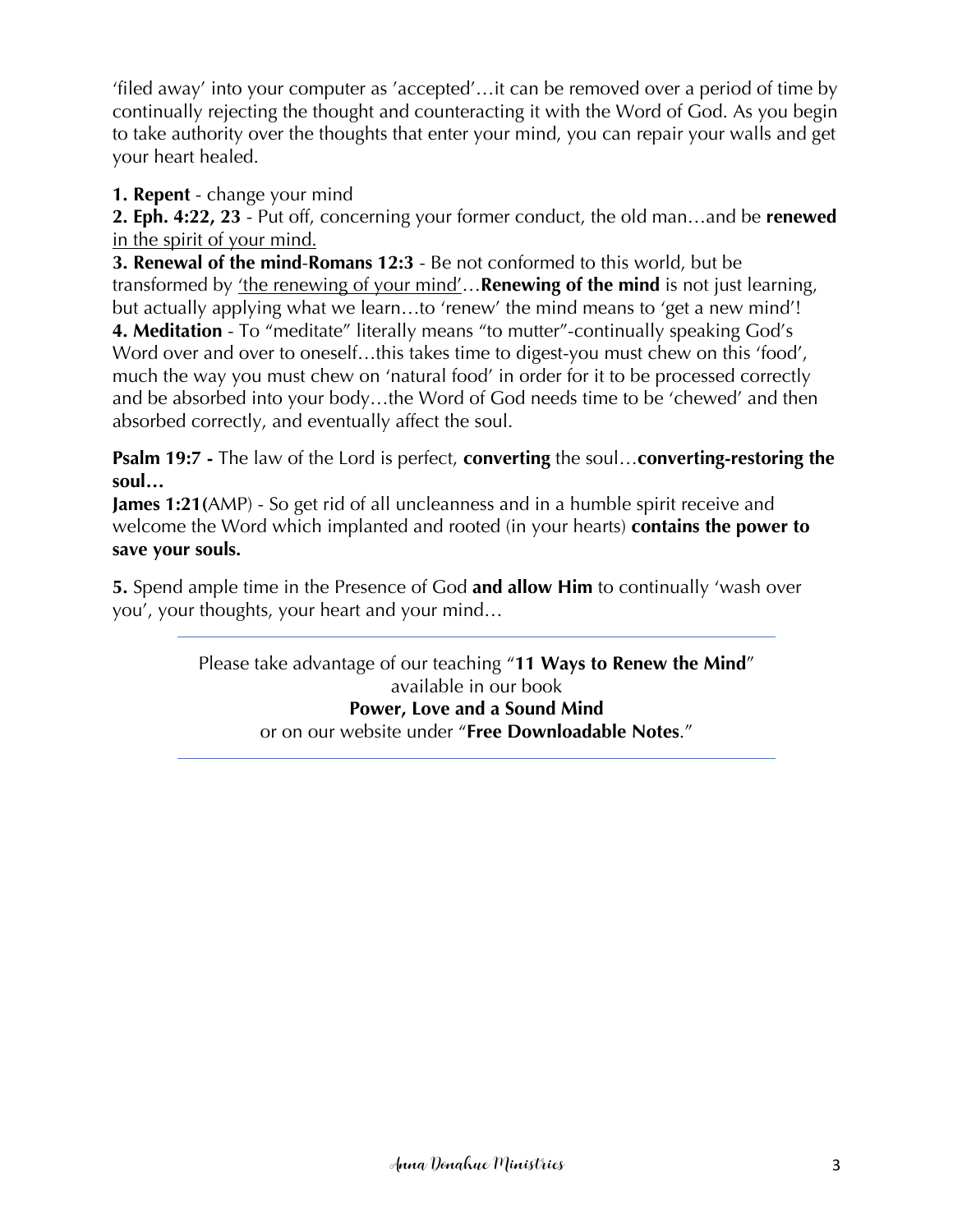'filed away' into your computer as 'accepted'…it can be removed over a period of time by continually rejecting the thought and counteracting it with the Word of God. As you begin to take authority over the thoughts that enter your mind, you can repair your walls and get your heart healed.

**1. Repent** - change your mind
**2. Eph. 4:22, 23** - Put off, concerning your former conduct, the old man…and be **renewed** <u>in the spirit of your mind.</u>
**3. Renewal of the mind-Romans 12:3** - Be not conformed to this world, but be transformed by <u>'the renewing of your mind'</u>…**Renewing of the mind** is not just learning, but actually applying what we learn…to 'renew' the mind means to 'get a new mind'!
**4. Meditation** - To "meditate" literally means "to mutter"-continually speaking God's Word over and over to oneself…this takes time to digest-you must chew on this 'food', much the way you must chew on 'natural food' in order for it to be processed correctly and be absorbed into your body…the Word of God needs time to be 'chewed' and then absorbed correctly, and eventually affect the soul.

**Psalm 19:7 -** The law of the Lord is perfect, **converting** the soul…**converting-restoring the soul…**
**James 1:21(**AMP) - So get rid of all uncleanness and in a humble spirit receive and welcome the Word which implanted and rooted (in your hearts) **contains the power to save your souls.**

**5.** Spend ample time in the Presence of God **and allow Him** to continually 'wash over you', your thoughts, your heart and your mind…

---

Please take advantage of our teaching "**11 Ways to Renew the Mind**" available in our book
**Power, Love and a Sound Mind**
or on our website under "**Free Downloadable Notes**."

---